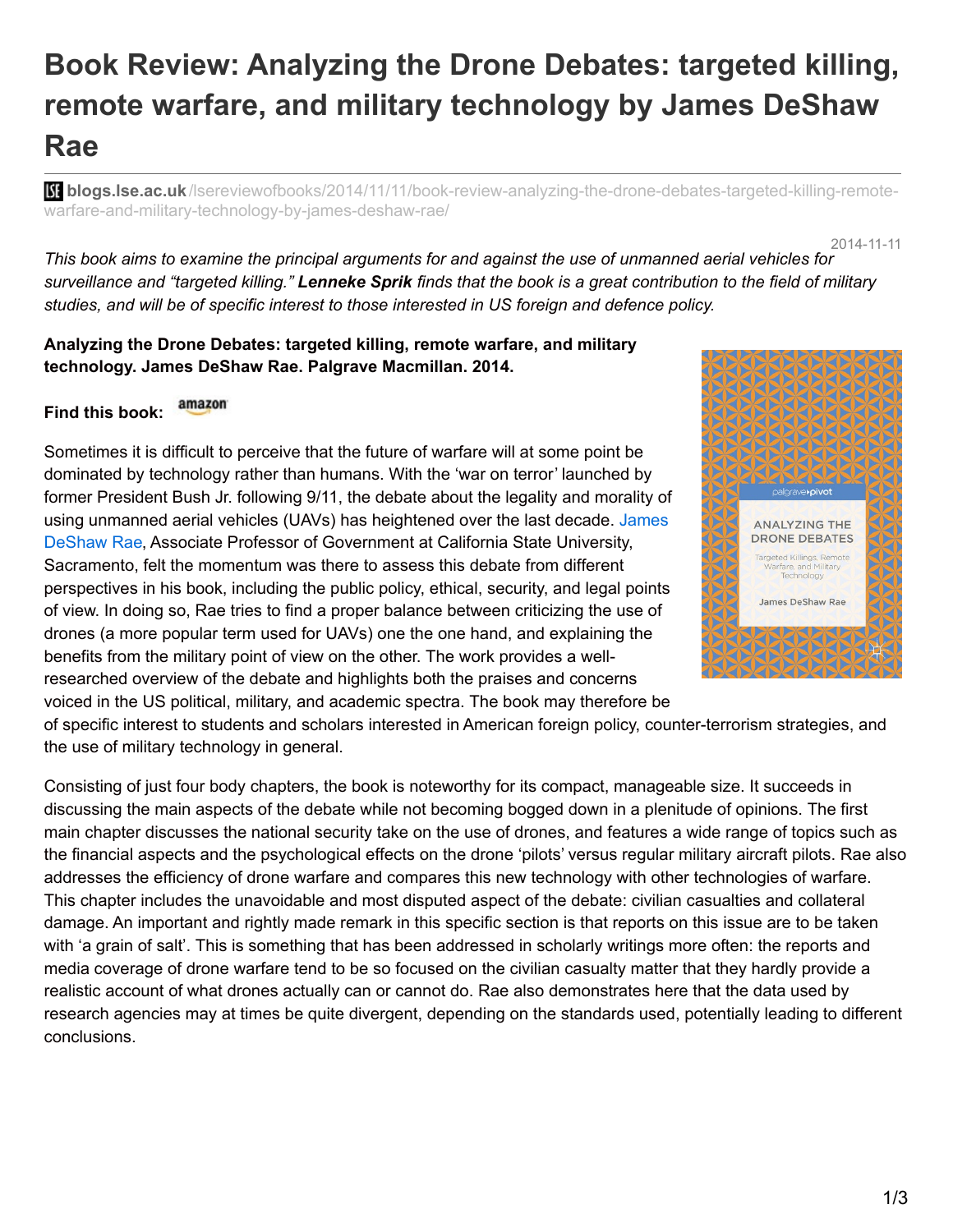# Book Review: Analyzing the Drone Debates: targeted killing, remote warfare, and military technology by James DeShaw Rae

**blogs.lse.ac.uk**/lsereviewofbooks/2014/11/11/book-review-analyzing-the-drone-debates-targeted-killing-remote-warfare-and-military-technology-by-james-deshaw-rae/

2014-11-11

*This book aims to examine the principal arguments for and against the use of unmanned aerial vehicles for surveillance and "targeted killing."* ***Lenneke Sprik*** *finds that the book is a great contribution to the field of military studies, and will be of specific interest to those interested in US foreign and defence policy.*

**Analyzing the Drone Debates: targeted killing, remote warfare, and military technology. James DeShaw Rae. Palgrave Macmillan. 2014.**

**Find this book:** amazon

Sometimes it is difficult to perceive that the future of warfare will at some point be dominated by technology rather than humans. With the 'war on terror' launched by former President Bush Jr. following 9/11, the debate about the legality and morality of using unmanned aerial vehicles (UAVs) has heightened over the last decade. James DeShaw Rae, Associate Professor of Government at California State University, Sacramento, felt the momentum was there to assess this debate from different perspectives in his book, including the public policy, ethical, security, and legal points of view. In doing so, Rae tries to find a proper balance between criticizing the use of drones (a more popular term used for UAVs) one the one hand, and explaining the benefits from the military point of view on the other. The work provides a well-researched overview of the debate and highlights both the praises and concerns voiced in the US political, military, and academic spectra. The book may therefore be of specific interest to students and scholars interested in American foreign policy, counter-terrorism strategies, and the use of military technology in general.

Consisting of just four body chapters, the book is noteworthy for its compact, manageable size. It succeeds in discussing the main aspects of the debate while not becoming bogged down in a plenitude of opinions. The first main chapter discusses the national security take on the use of drones, and features a wide range of topics such as the financial aspects and the psychological effects on the drone 'pilots' versus regular military aircraft pilots. Rae also addresses the efficiency of drone warfare and compares this new technology with other technologies of warfare. This chapter includes the unavoidable and most disputed aspect of the debate: civilian casualties and collateral damage. An important and rightly made remark in this specific section is that reports on this issue are to be taken with 'a grain of salt'. This is something that has been addressed in scholarly writings more often: the reports and media coverage of drone warfare tend to be so focused on the civilian casualty matter that they hardly provide a realistic account of what drones actually can or cannot do. Rae also demonstrates here that the data used by research agencies may at times be quite divergent, depending on the standards used, potentially leading to different conclusions.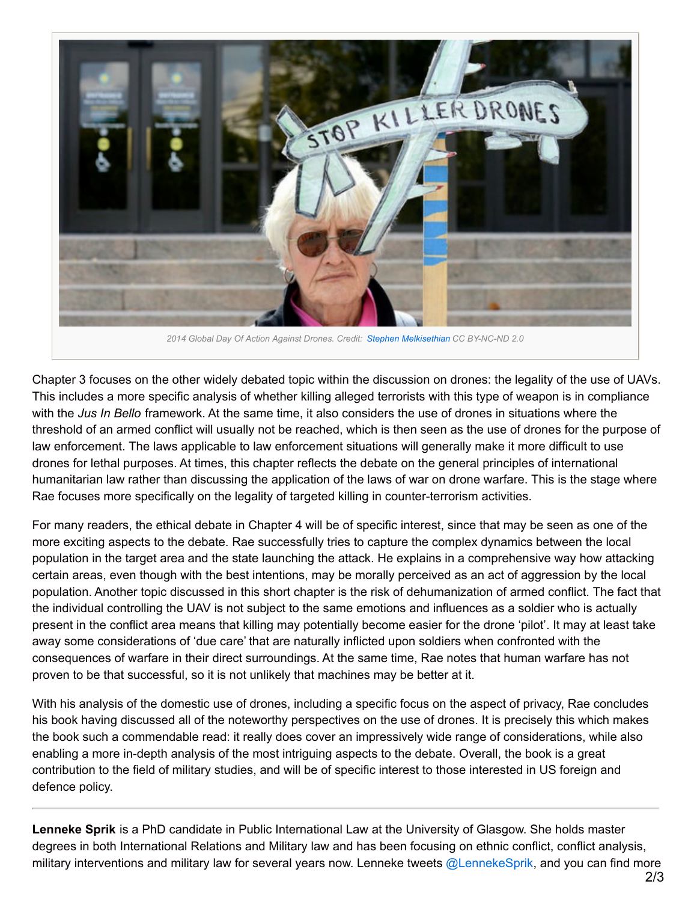2014 Global Day Of Action Against Drones. Credit: [Stephen Melkisethian](Stephen Melkisethian) CC BY-NC-ND 2.0

Chapter 3 focuses on the other widely debated topic within the discussion on drones: the legality of the use of UAVs. This includes a more specific analysis of whether killing alleged terrorists with this type of weapon is in compliance with the *Jus In Bello* framework. At the same time, it also considers the use of drones in situations where the threshold of an armed conflict will usually not be reached, which is then seen as the use of drones for the purpose of law enforcement. The laws applicable to law enforcement situations will generally make it more difficult to use drones for lethal purposes. At times, this chapter reflects the debate on the general principles of international humanitarian law rather than discussing the application of the laws of war on drone warfare. This is the stage where Rae focuses more specifically on the legality of targeted killing in counter-terrorism activities.

For many readers, the ethical debate in Chapter 4 will be of specific interest, since that may be seen as one of the more exciting aspects to the debate. Rae successfully tries to capture the complex dynamics between the local population in the target area and the state launching the attack. He explains in a comprehensive way how attacking certain areas, even though with the best intentions, may be morally perceived as an act of aggression by the local population. Another topic discussed in this short chapter is the risk of dehumanization of armed conflict. The fact that the individual controlling the UAV is not subject to the same emotions and influences as a soldier who is actually present in the conflict area means that killing may potentially become easier for the drone 'pilot'. It may at least take away some considerations of 'due care' that are naturally inflicted upon soldiers when confronted with the consequences of warfare in their direct surroundings. At the same time, Rae notes that human warfare has not proven to be that successful, so it is not unlikely that machines may be better at it.

With his analysis of the domestic use of drones, including a specific focus on the aspect of privacy, Rae concludes his book having discussed all of the noteworthy perspectives on the use of drones. It is precisely this which makes the book such a commendable read: it really does cover an impressively wide range of considerations, while also enabling a more in-depth analysis of the most intriguing aspects to the debate. Overall, the book is a great contribution to the field of military studies, and will be of specific interest to those interested in US foreign and defence policy.

---

**Lenneke Sprik** is a PhD candidate in Public International Law at the University of Glasgow. She holds master degrees in both International Relations and Military law and has been focusing on ethnic conflict, conflict analysis, military interventions and military law for several years now. Lenneke tweets [@LennekeSprik](@LennekeSprik), and you can find more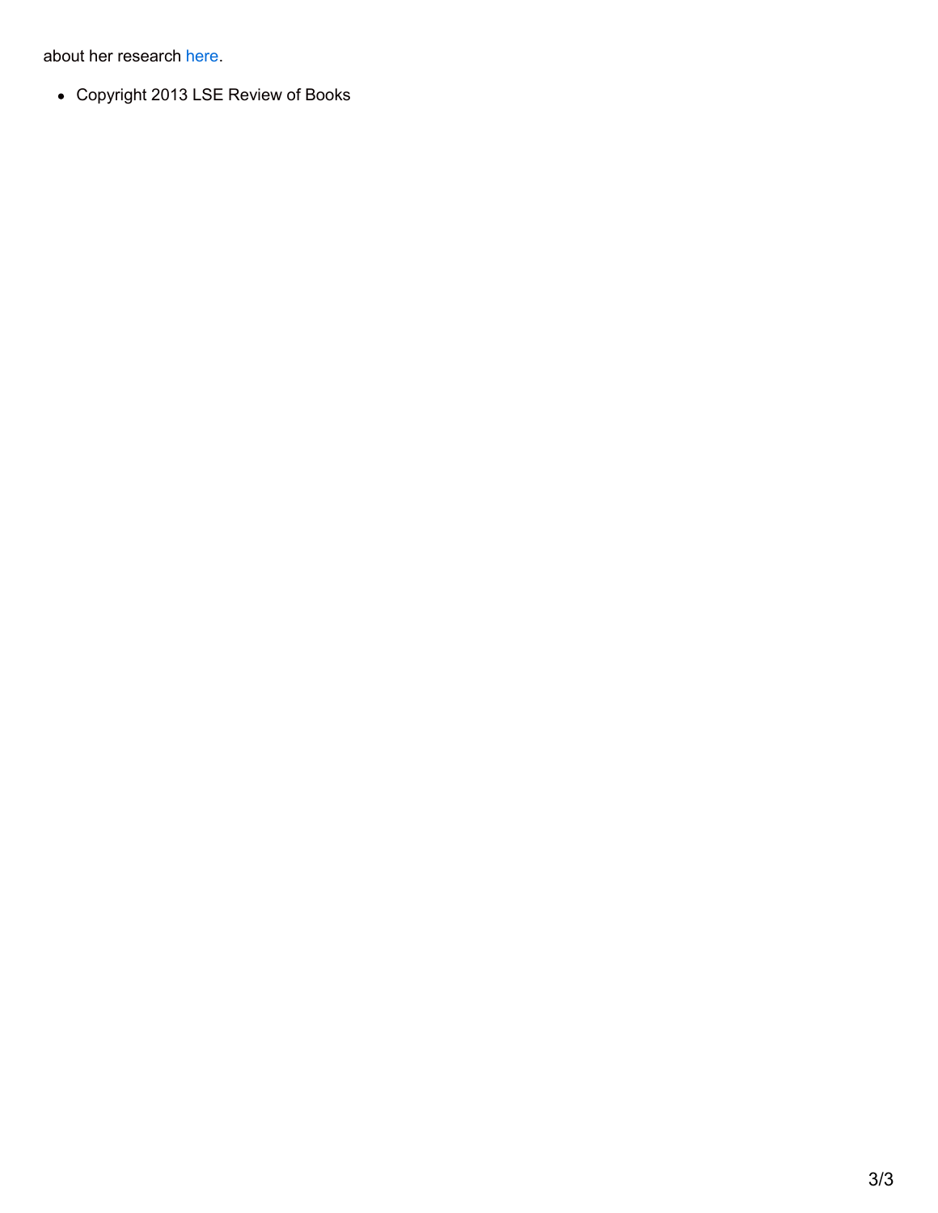about her research here.

- Copyright 2013 LSE Review of Books